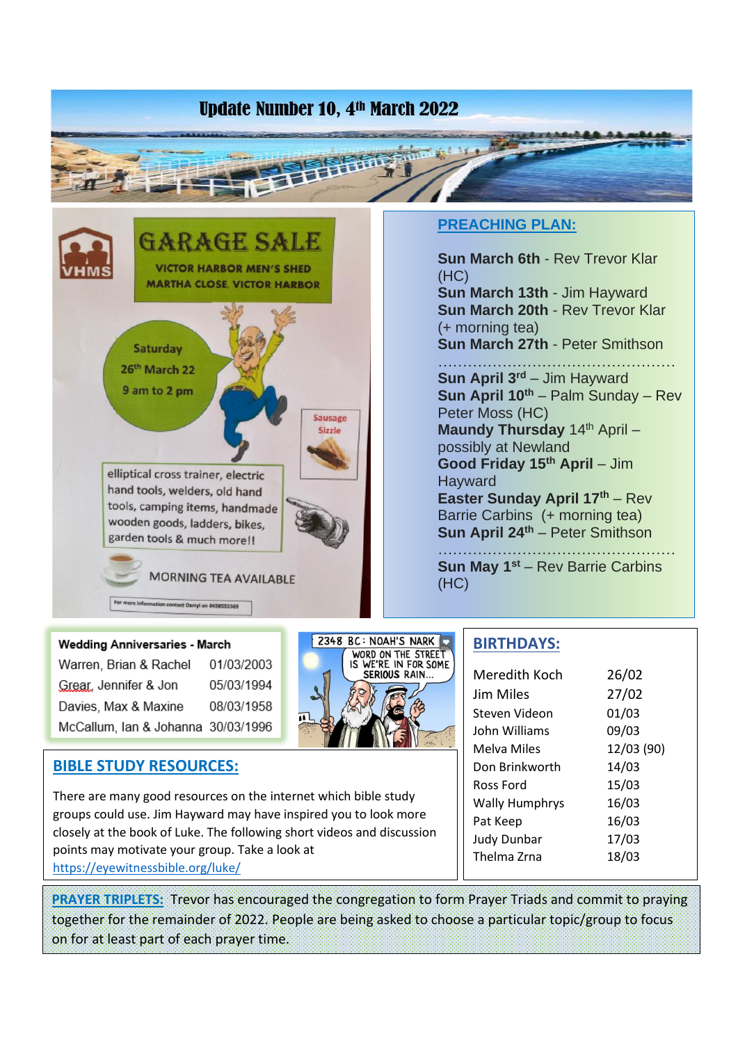# Update Number 10, 4th March 2022

GARAGE SALE

VICTOR HARBOR MEN'S SHED

MARTHA CLOSE, VICTOR HARBOR

Saturday 26th March 22

9 am to 2 pm

Sausage Sizzle

elliptical cross trainer, electric hand tools, welders, old hand tools, camping items, handmade wooden goods, ladders, bikes, garden tools & much more!!

MORNING TEA AVAILABLE

For more information contact Darryl on 0458555569

## PREACHING PLAN:

**Sun March 6th** - Rev Trevor Klar (HC)
**Sun March 13th** - Jim Hayward
**Sun March 20th** - Rev Trevor Klar (+ morning tea)
**Sun March 27th** - Peter Smithson

…………………………………………

**Sun April 3rd** – Jim Hayward
**Sun April 10th** – Palm Sunday – Rev Peter Moss (HC)
**Maundy Thursday** 14th April – possibly at Newland
**Good Friday 15th April** – Jim Hayward
**Easter Sunday April 17th** – Rev Barrie Carbins (+ morning tea)
**Sun April 24th** – Peter Smithson

…………………………………………

**Sun May 1st** – Rev Barrie Carbins (HC)

**Wedding Anniversaries - March**

| | |
|---|---|
| Warren, Brian & Rachel | 01/03/2003 |
| Grear, Jennifer & Jon | 05/03/1994 |
| Davies, Max & Maxine | 08/03/1958 |
| McCallum, Ian & Johanna | 30/03/1996 |

2348 BC: NOAH'S NARK

WORD ON THE STREET IS WE'RE IN FOR SOME SERIOUS RAIN...

## BIRTHDAYS:

| | |
|---|---|
| Meredith Koch | 26/02 |
| Jim Miles | 27/02 |
| Steven Videon | 01/03 |
| John Williams | 09/03 |
| Melva Miles | 12/03 (90) |
| Don Brinkworth | 14/03 |
| Ross Ford | 15/03 |
| Wally Humphrys | 16/03 |
| Pat Keep | 16/03 |
| Judy Dunbar | 17/03 |
| Thelma Zrna | 18/03 |

## BIBLE STUDY RESOURCES:

There are many good resources on the internet which bible study groups could use. Jim Hayward may have inspired you to look more closely at the book of Luke. The following short videos and discussion points may motivate your group. Take a look at https://eyewitnessbible.org/luke/

**PRAYER TRIPLETS:** Trevor has encouraged the congregation to form Prayer Triads and commit to praying together for the remainder of 2022. People are being asked to choose a particular topic/group to focus on for at least part of each prayer time.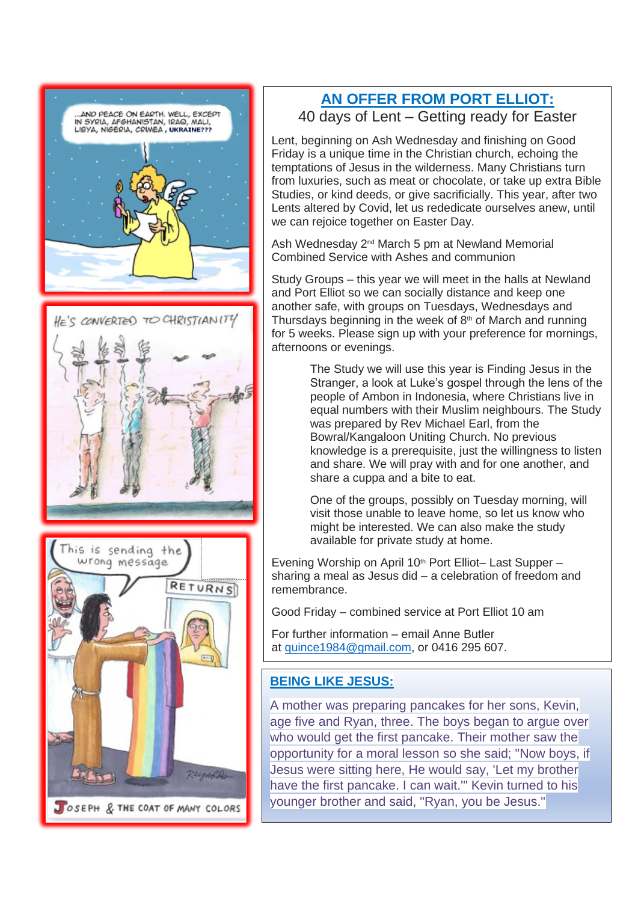## AN OFFER FROM PORT ELLIOT:

40 days of Lent – Getting ready for Easter

Lent, beginning on Ash Wednesday and finishing on Good Friday is a unique time in the Christian church, echoing the temptations of Jesus in the wilderness. Many Christians turn from luxuries, such as meat or chocolate, or take up extra Bible Studies, or kind deeds, or give sacrificially. This year, after two Lents altered by Covid, let us rededicate ourselves anew, until we can rejoice together on Easter Day.

Ash Wednesday 2nd March 5 pm at Newland Memorial Combined Service with Ashes and communion

Study Groups – this year we will meet in the halls at Newland and Port Elliot so we can socially distance and keep one another safe, with groups on Tuesdays, Wednesdays and Thursdays beginning in the week of 8th of March and running for 5 weeks. Please sign up with your preference for mornings, afternoons or evenings.

> The Study we will use this year is Finding Jesus in the Stranger, a look at Luke's gospel through the lens of the people of Ambon in Indonesia, where Christians live in equal numbers with their Muslim neighbours. The Study was prepared by Rev Michael Earl, from the Bowral/Kangaloon Uniting Church. No previous knowledge is a prerequisite, just the willingness to listen and share. We will pray with and for one another, and share a cuppa and a bite to eat.
>
> One of the groups, possibly on Tuesday morning, will visit those unable to leave home, so let us know who might be interested. We can also make the study available for private study at home.

Evening Worship on April 10th Port Elliot– Last Supper – sharing a meal as Jesus did – a celebration of freedom and remembrance.

Good Friday – combined service at Port Elliot 10 am

For further information – email Anne Butler at quince1984@gmail.com, or 0416 295 607.

## BEING LIKE JESUS:

A mother was preparing pancakes for her sons, Kevin, age five and Ryan, three. The boys began to argue over who would get the first pancake. Their mother saw the opportunity for a moral lesson so she said; "Now boys, if Jesus were sitting here, He would say, 'Let my brother have the first pancake. I can wait.'" Kevin turned to his younger brother and said, "Ryan, you be Jesus."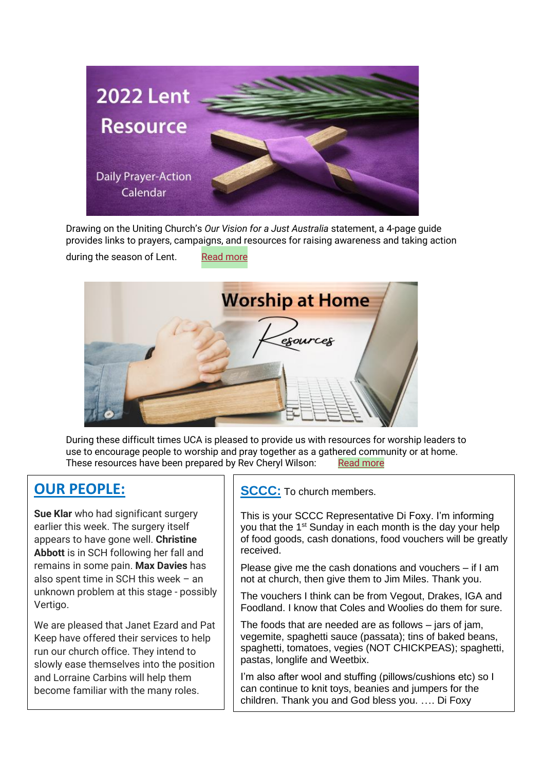2022 Lent Resource

Daily Prayer-Action Calendar

Drawing on the Uniting Church's *Our Vision for a Just Australia* statement, a 4-page guide provides links to prayers, campaigns, and resources for raising awareness and taking action during the season of Lent. Read more

Worship at Home Resources

During these difficult times UCA is pleased to provide us with resources for worship leaders to use to encourage people to worship and pray together as a gathered community or at home. These resources have been prepared by Rev Cheryl Wilson: Read more

## OUR PEOPLE:

**Sue Klar** who had significant surgery earlier this week. The surgery itself appears to have gone well. **Christine Abbott** is in SCH following her fall and remains in some pain. **Max Davies** has also spent time in SCH this week – an unknown problem at this stage - possibly Vertigo.

We are pleased that Janet Ezard and Pat Keep have offered their services to help run our church office. They intend to slowly ease themselves into the position and Lorraine Carbins will help them become familiar with the many roles.

## SCCC: To church members.

This is your SCCC Representative Di Foxy. I'm informing you that the 1st Sunday in each month is the day your help of food goods, cash donations, food vouchers will be greatly received.

Please give me the cash donations and vouchers – if I am not at church, then give them to Jim Miles. Thank you.

The vouchers I think can be from Vegout, Drakes, IGA and Foodland. I know that Coles and Woolies do them for sure.

The foods that are needed are as follows – jars of jam, vegemite, spaghetti sauce (passata); tins of baked beans, spaghetti, tomatoes, vegies (NOT CHICKPEAS); spaghetti, pastas, longlife and Weetbix.

I'm also after wool and stuffing (pillows/cushions etc) so I can continue to knit toys, beanies and jumpers for the children. Thank you and God bless you. …. Di Foxy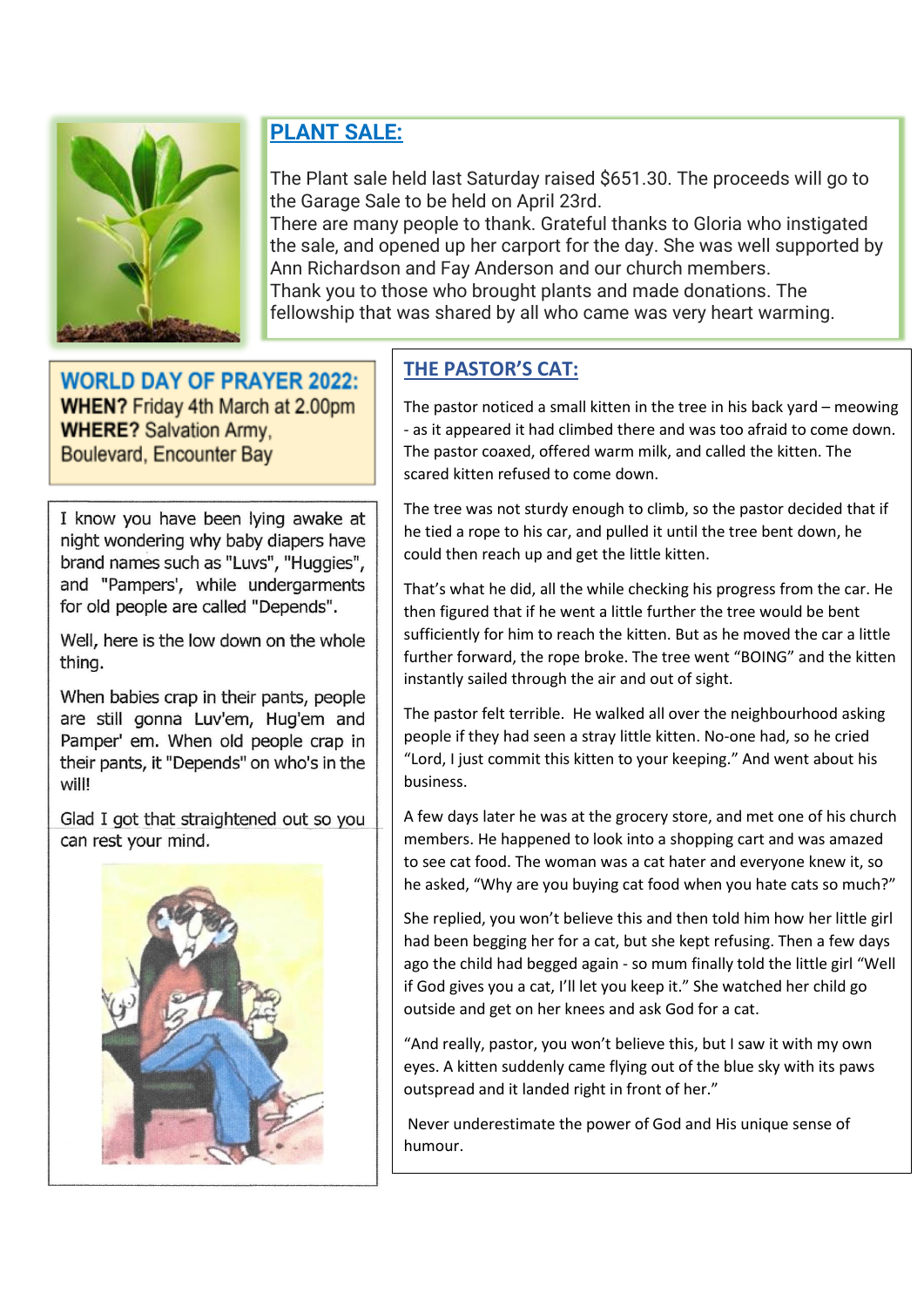## PLANT SALE:

The Plant sale held last Saturday raised $651.30. The proceeds will go to the Garage Sale to be held on April 23rd.
There are many people to thank. Grateful thanks to Gloria who instigated the sale, and opened up her carport for the day. She was well supported by Ann Richardson and Fay Anderson and our church members.
Thank you to those who brought plants and made donations. The fellowship that was shared by all who came was very heart warming.

## WORLD DAY OF PRAYER 2022:

**WHEN?** Friday 4th March at 2.00pm
**WHERE?** Salvation Army, Boulevard, Encounter Bay

I know you have been lying awake at night wondering why baby diapers have brand names such as "Luvs", "Huggies", and "Pampers', while undergarments for old people are called "Depends".

Well, here is the low down on the whole thing.

When babies crap in their pants, people are still gonna Luv'em, Hug'em and Pamper' em. When old people crap in their pants, it "Depends" on who's in the will!

Glad I got that straightened out so you can rest your mind.

## THE PASTOR'S CAT:

The pastor noticed a small kitten in the tree in his back yard – meowing - as it appeared it had climbed there and was too afraid to come down. The pastor coaxed, offered warm milk, and called the kitten. The scared kitten refused to come down.

The tree was not sturdy enough to climb, so the pastor decided that if he tied a rope to his car, and pulled it until the tree bent down, he could then reach up and get the little kitten.

That's what he did, all the while checking his progress from the car. He then figured that if he went a little further the tree would be bent sufficiently for him to reach the kitten. But as he moved the car a little further forward, the rope broke. The tree went "BOING" and the kitten instantly sailed through the air and out of sight.

The pastor felt terrible. He walked all over the neighbourhood asking people if they had seen a stray little kitten. No-one had, so he cried "Lord, I just commit this kitten to your keeping." And went about his business.

A few days later he was at the grocery store, and met one of his church members. He happened to look into a shopping cart and was amazed to see cat food. The woman was a cat hater and everyone knew it, so he asked, "Why are you buying cat food when you hate cats so much?"

She replied, you won't believe this and then told him how her little girl had been begging her for a cat, but she kept refusing. Then a few days ago the child had begged again - so mum finally told the little girl "Well if God gives you a cat, I'll let you keep it." She watched her child go outside and get on her knees and ask God for a cat.

"And really, pastor, you won't believe this, but I saw it with my own eyes. A kitten suddenly came flying out of the blue sky with its paws outspread and it landed right in front of her."

Never underestimate the power of God and His unique sense of humour.